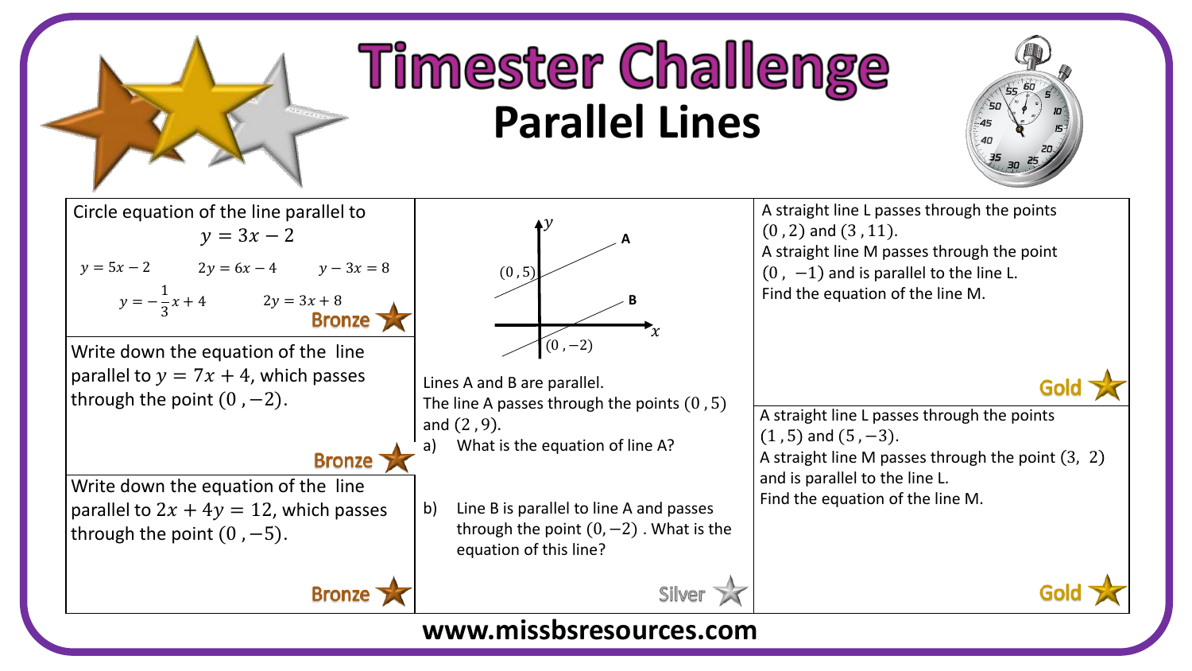# Timester Challenge

## Parallel Lines

Circle equation of the line parallel to

$$y = 3x - 2$$

$y = 5x - 2$ $\quad 2y = 6x - 4$ $\quad y - 3x = 8$

$y = -\frac{1}{3}x + 4$ $\quad 2y = 3x + 8$

**Bronze**

---

Write down the equation of the line parallel to $y = 7x + 4$, which passes through the point $(0, -2)$.

**Bronze**

---

Write down the equation of the line parallel to $2x + 4y = 12$, which passes through the point $(0, -5)$.

**Bronze**

---

(Graph: lines A and B on $x$–$y$ axes; line A passes through $(0, 5)$, line B passes through $(0, -2)$.)

Lines A and B are parallel.
The line A passes through the points $(0, 5)$ and $(2, 9)$.

a) What is the equation of line A?

b) Line B is parallel to line A and passes through the point $(0, -2)$. What is the equation of this line?

**Silver**

---

A straight line L passes through the points $(0, 2)$ and $(3, 11)$.
A straight line M passes through the point $(0, -1)$ and is parallel to the line L.
Find the equation of the line M.

**Gold**

---

A straight line L passes through the points $(1, 5)$ and $(5, -3)$.
A straight line M passes through the point $(3, 2)$ and is parallel to the line L.
Find the equation of the line M.

**Gold**

---

www.missbsresources.com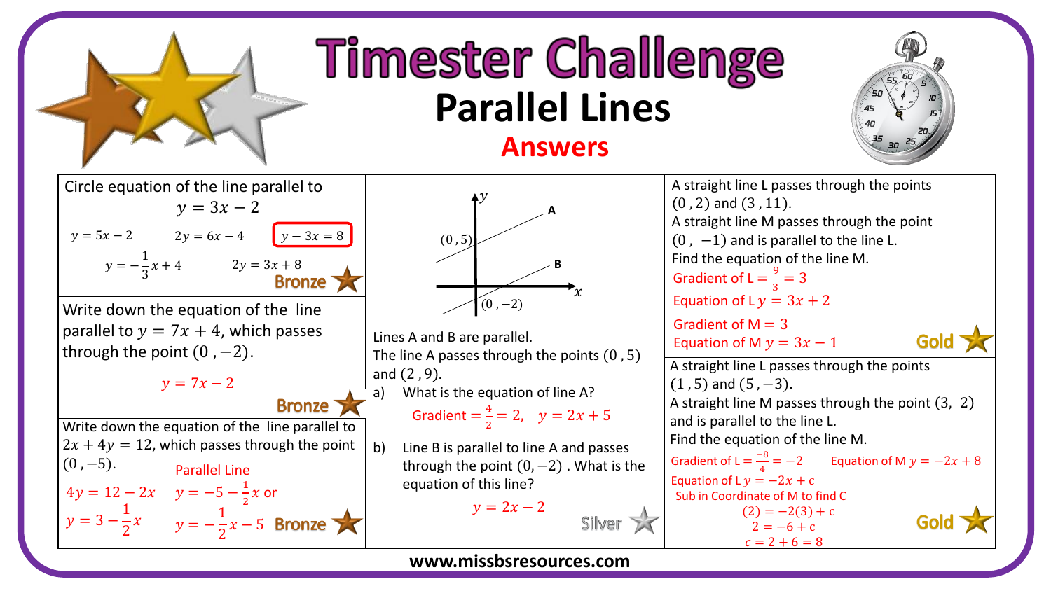# Timester Challenge

## Parallel Lines

### Answers

Circle equation of the line parallel to

$$y = 3x - 2$$

$y = 5x - 2$ $\quad 2y = 6x - 4$ $\quad$ **$y - 3x = 8$** (circled)

$y = -\frac{1}{3}x + 4$ $\quad 2y = 3x + 8$

Bronze

Write down the equation of the line parallel to $y = 7x + 4$, which passes through the point $(0, -2)$.

$y = 7x - 2$

Bronze

Write down the equation of the line parallel to $2x + 4y = 12$, which passes through the point $(0, -5)$.

$4y = 12 - 2x$

$y = 3 - \frac{1}{2}x$

Parallel Line

$y = -5 - \frac{1}{2}x$ or

$y = -\frac{1}{2}x - 5$

Bronze

y

A

$(0, 5)$

B

x

$(0, -2)$

Lines A and B are parallel.
The line A passes through the points $(0, 5)$ and $(2, 9)$.

a) What is the equation of line A?

Gradient $= \frac{4}{2} = 2, \quad y = 2x + 5$

b) Line B is parallel to line A and passes through the point $(0, -2)$. What is the equation of this line?

$y = 2x - 2$

Silver

A straight line L passes through the points $(0, 2)$ and $(3, 11)$.
A straight line M passes through the point $(0, -1)$ and is parallel to the line L.
Find the equation of the line M.

Gradient of L $= \frac{9}{3} = 3$

Equation of L $y = 3x + 2$

Gradient of M $= 3$

Equation of M $y = 3x - 1$

Gold

A straight line L passes through the points $(1, 5)$ and $(5, -3)$.
A straight line M passes through the point $(3, 2)$ and is parallel to the line L.
Find the equation of the line M.

Gradient of L $= \frac{-8}{4} = -2$

Equation of M $y = -2x + 8$

Equation of L $y = -2x + c$

Sub in Coordinate of M to find C

$(2) = -2(3) + c$

$2 = -6 + c$

$c = 2 + 6 = 8$

Gold

www.missbsresources.com